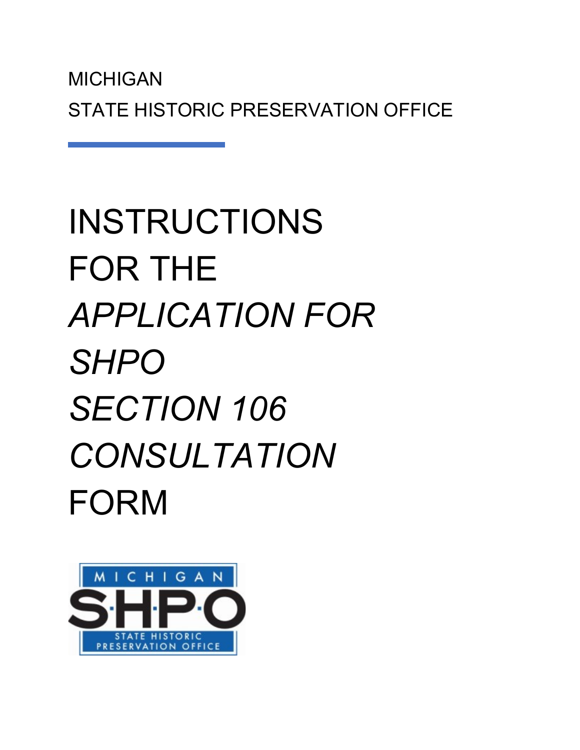MICHIGAN

STATE HISTORIC PRESERVATION OFFICE

# INSTRUCTIONS FOR THE *APPLICATION FOR SHPO SECTION 106 CONSULTATION FORM*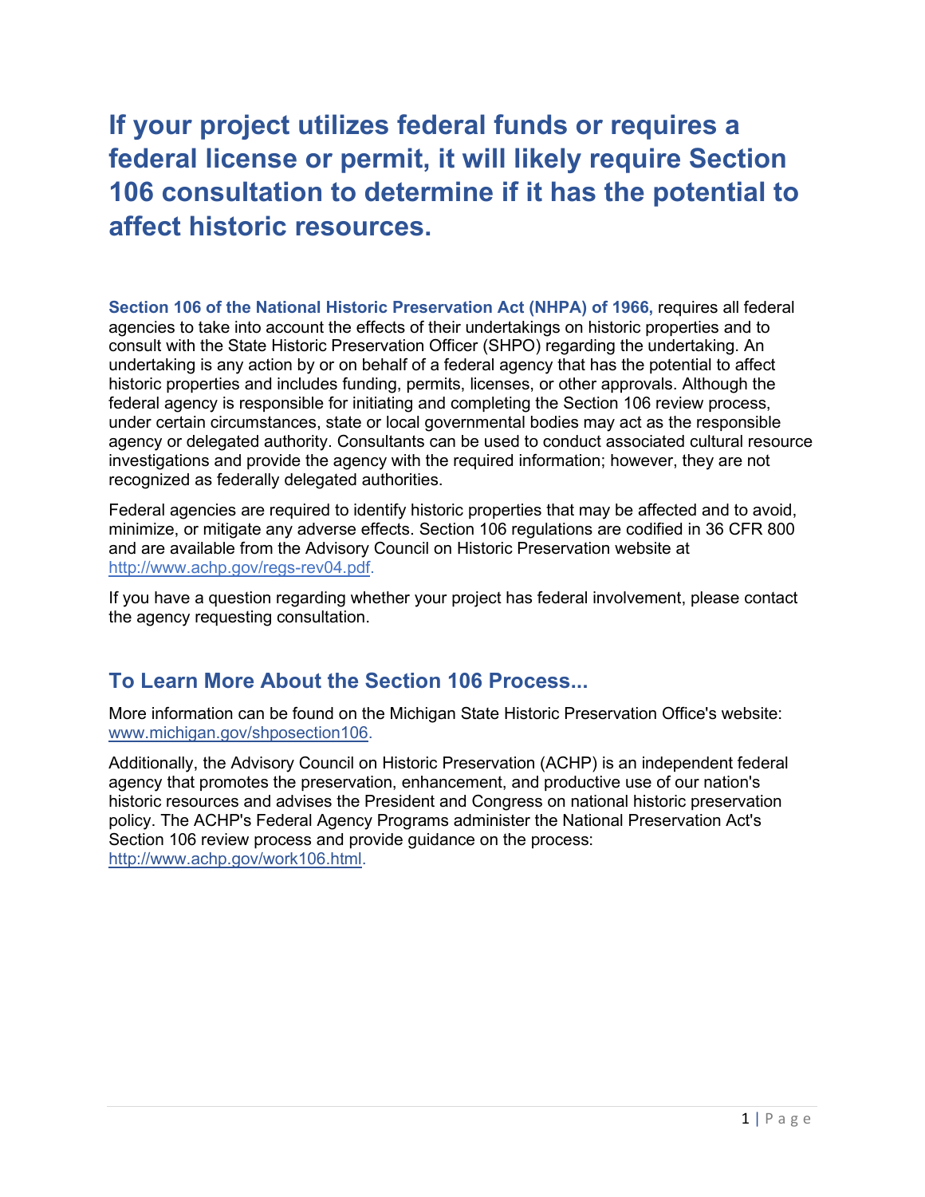# If your project utilizes federal funds or requires a federal license or permit, it will likely require Section 106 consultation to determine if it has the potential to affect historic resources.

**Section 106 of the National Historic Preservation Act (NHPA) of 1966,** requires all federal agencies to take into account the effects of their undertakings on historic properties and to consult with the State Historic Preservation Officer (SHPO) regarding the undertaking. An undertaking is any action by or on behalf of a federal agency that has the potential to affect historic properties and includes funding, permits, licenses, or other approvals. Although the federal agency is responsible for initiating and completing the Section 106 review process, under certain circumstances, state or local governmental bodies may act as the responsible agency or delegated authority. Consultants can be used to conduct associated cultural resource investigations and provide the agency with the required information; however, they are not recognized as federally delegated authorities.

Federal agencies are required to identify historic properties that may be affected and to avoid, minimize, or mitigate any adverse effects. Section 106 regulations are codified in 36 CFR 800 and are available from the Advisory Council on Historic Preservation website at http://www.achp.gov/regs-rev04.pdf.

If you have a question regarding whether your project has federal involvement, please contact the agency requesting consultation.

## To Learn More About the Section 106 Process...

More information can be found on the Michigan State Historic Preservation Office's website: www.michigan.gov/shposection106.

Additionally, the Advisory Council on Historic Preservation (ACHP) is an independent federal agency that promotes the preservation, enhancement, and productive use of our nation's historic resources and advises the President and Congress on national historic preservation policy. The ACHP's Federal Agency Programs administer the National Preservation Act's Section 106 review process and provide guidance on the process: http://www.achp.gov/work106.html.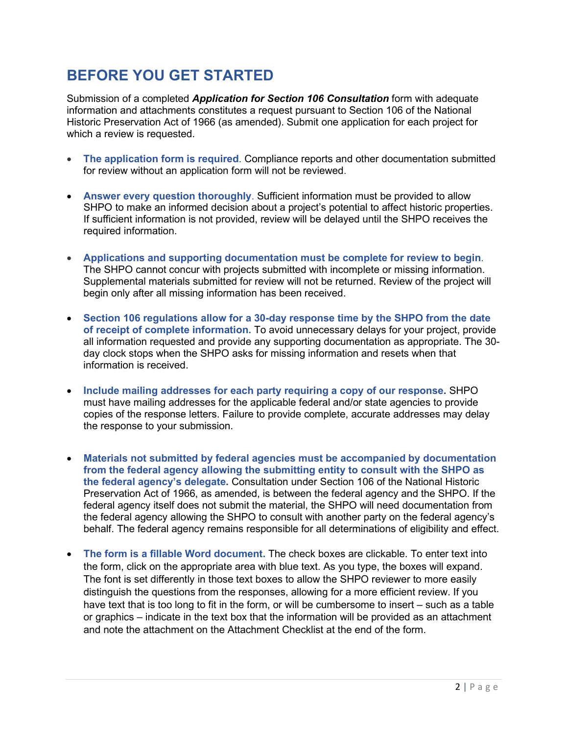# BEFORE YOU GET STARTED

Submission of a completed ***Application for Section 106 Consultation*** form with adequate information and attachments constitutes a request pursuant to Section 106 of the National Historic Preservation Act of 1966 (as amended). Submit one application for each project for which a review is requested.

- **The application form is required**. Compliance reports and other documentation submitted for review without an application form will not be reviewed.

- **Answer every question thoroughly**. Sufficient information must be provided to allow SHPO to make an informed decision about a project's potential to affect historic properties. If sufficient information is not provided, review will be delayed until the SHPO receives the required information.

- **Applications and supporting documentation must be complete for review to begin**. The SHPO cannot concur with projects submitted with incomplete or missing information. Supplemental materials submitted for review will not be returned. Review of the project will begin only after all missing information has been received.

- **Section 106 regulations allow for a 30-day response time by the SHPO from the date of receipt of complete information.** To avoid unnecessary delays for your project, provide all information requested and provide any supporting documentation as appropriate. The 30-day clock stops when the SHPO asks for missing information and resets when that information is received.

- **Include mailing addresses for each party requiring a copy of our response.** SHPO must have mailing addresses for the applicable federal and/or state agencies to provide copies of the response letters. Failure to provide complete, accurate addresses may delay the response to your submission.

- **Materials not submitted by federal agencies must be accompanied by documentation from the federal agency allowing the submitting entity to consult with the SHPO as the federal agency's delegate.** Consultation under Section 106 of the National Historic Preservation Act of 1966, as amended, is between the federal agency and the SHPO. If the federal agency itself does not submit the material, the SHPO will need documentation from the federal agency allowing the SHPO to consult with another party on the federal agency's behalf. The federal agency remains responsible for all determinations of eligibility and effect.

- **The form is a fillable Word document.** The check boxes are clickable. To enter text into the form, click on the appropriate area with blue text. As you type, the boxes will expand. The font is set differently in those text boxes to allow the SHPO reviewer to more easily distinguish the questions from the responses, allowing for a more efficient review. If you have text that is too long to fit in the form, or will be cumbersome to insert – such as a table or graphics – indicate in the text box that the information will be provided as an attachment and note the attachment on the Attachment Checklist at the end of the form.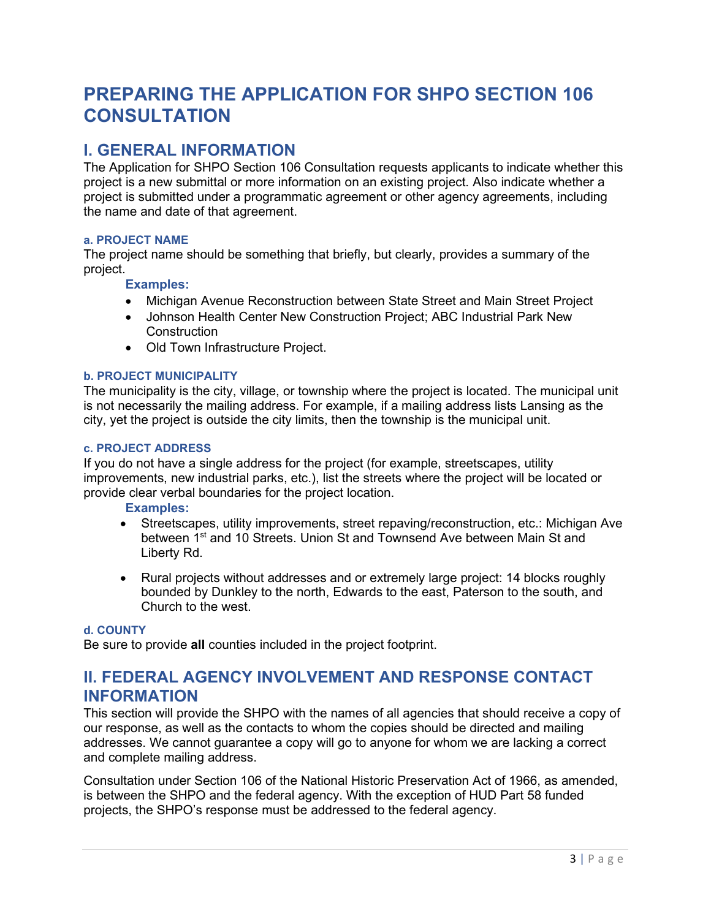# PREPARING THE APPLICATION FOR SHPO SECTION 106 CONSULTATION

## I. GENERAL INFORMATION

The Application for SHPO Section 106 Consultation requests applicants to indicate whether this project is a new submittal or more information on an existing project. Also indicate whether a project is submitted under a programmatic agreement or other agency agreements, including the name and date of that agreement.

#### a. PROJECT NAME

The project name should be something that briefly, but clearly, provides a summary of the project.

**Examples:**

- Michigan Avenue Reconstruction between State Street and Main Street Project
- Johnson Health Center New Construction Project; ABC Industrial Park New Construction
- Old Town Infrastructure Project.

#### b. PROJECT MUNICIPALITY

The municipality is the city, village, or township where the project is located. The municipal unit is not necessarily the mailing address. For example, if a mailing address lists Lansing as the city, yet the project is outside the city limits, then the township is the municipal unit.

#### c. PROJECT ADDRESS

If you do not have a single address for the project (for example, streetscapes, utility improvements, new industrial parks, etc.), list the streets where the project will be located or provide clear verbal boundaries for the project location.

**Examples:**

- Streetscapes, utility improvements, street repaving/reconstruction, etc.: Michigan Ave between 1st and 10 Streets. Union St and Townsend Ave between Main St and Liberty Rd.
- Rural projects without addresses and or extremely large project: 14 blocks roughly bounded by Dunkley to the north, Edwards to the east, Paterson to the south, and Church to the west.

#### d. COUNTY

Be sure to provide **all** counties included in the project footprint.

## II. FEDERAL AGENCY INVOLVEMENT AND RESPONSE CONTACT INFORMATION

This section will provide the SHPO with the names of all agencies that should receive a copy of our response, as well as the contacts to whom the copies should be directed and mailing addresses. We cannot guarantee a copy will go to anyone for whom we are lacking a correct and complete mailing address.

Consultation under Section 106 of the National Historic Preservation Act of 1966, as amended, is between the SHPO and the federal agency. With the exception of HUD Part 58 funded projects, the SHPO's response must be addressed to the federal agency.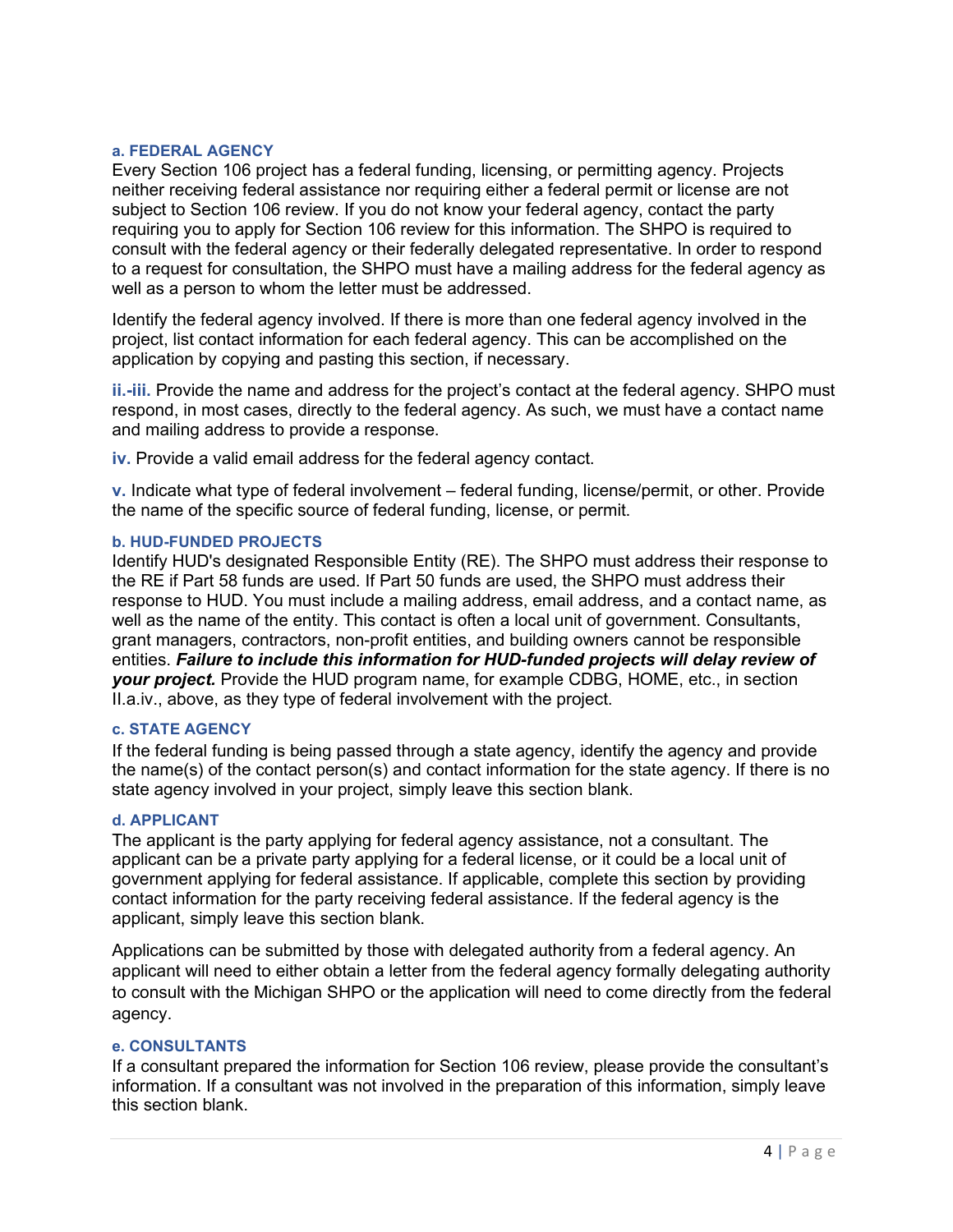#### a. FEDERAL AGENCY

Every Section 106 project has a federal funding, licensing, or permitting agency. Projects neither receiving federal assistance nor requiring either a federal permit or license are not subject to Section 106 review. If you do not know your federal agency, contact the party requiring you to apply for Section 106 review for this information. The SHPO is required to consult with the federal agency or their federally delegated representative. In order to respond to a request for consultation, the SHPO must have a mailing address for the federal agency as well as a person to whom the letter must be addressed.

Identify the federal agency involved. If there is more than one federal agency involved in the project, list contact information for each federal agency. This can be accomplished on the application by copying and pasting this section, if necessary.

**ii.-iii.** Provide the name and address for the project's contact at the federal agency. SHPO must respond, in most cases, directly to the federal agency. As such, we must have a contact name and mailing address to provide a response.

**iv.** Provide a valid email address for the federal agency contact.

**v.** Indicate what type of federal involvement – federal funding, license/permit, or other. Provide the name of the specific source of federal funding, license, or permit.

#### b. HUD-FUNDED PROJECTS

Identify HUD's designated Responsible Entity (RE). The SHPO must address their response to the RE if Part 58 funds are used. If Part 50 funds are used, the SHPO must address their response to HUD. You must include a mailing address, email address, and a contact name, as well as the name of the entity. This contact is often a local unit of government. Consultants, grant managers, contractors, non-profit entities, and building owners cannot be responsible entities. ***Failure to include this information for HUD-funded projects will delay review of your project.*** Provide the HUD program name, for example CDBG, HOME, etc., in section II.a.iv., above, as they type of federal involvement with the project.

#### c. STATE AGENCY

If the federal funding is being passed through a state agency, identify the agency and provide the name(s) of the contact person(s) and contact information for the state agency. If there is no state agency involved in your project, simply leave this section blank.

#### d. APPLICANT

The applicant is the party applying for federal agency assistance, not a consultant. The applicant can be a private party applying for a federal license, or it could be a local unit of government applying for federal assistance. If applicable, complete this section by providing contact information for the party receiving federal assistance. If the federal agency is the applicant, simply leave this section blank.

Applications can be submitted by those with delegated authority from a federal agency. An applicant will need to either obtain a letter from the federal agency formally delegating authority to consult with the Michigan SHPO or the application will need to come directly from the federal agency.

#### e. CONSULTANTS

If a consultant prepared the information for Section 106 review, please provide the consultant's information. If a consultant was not involved in the preparation of this information, simply leave this section blank.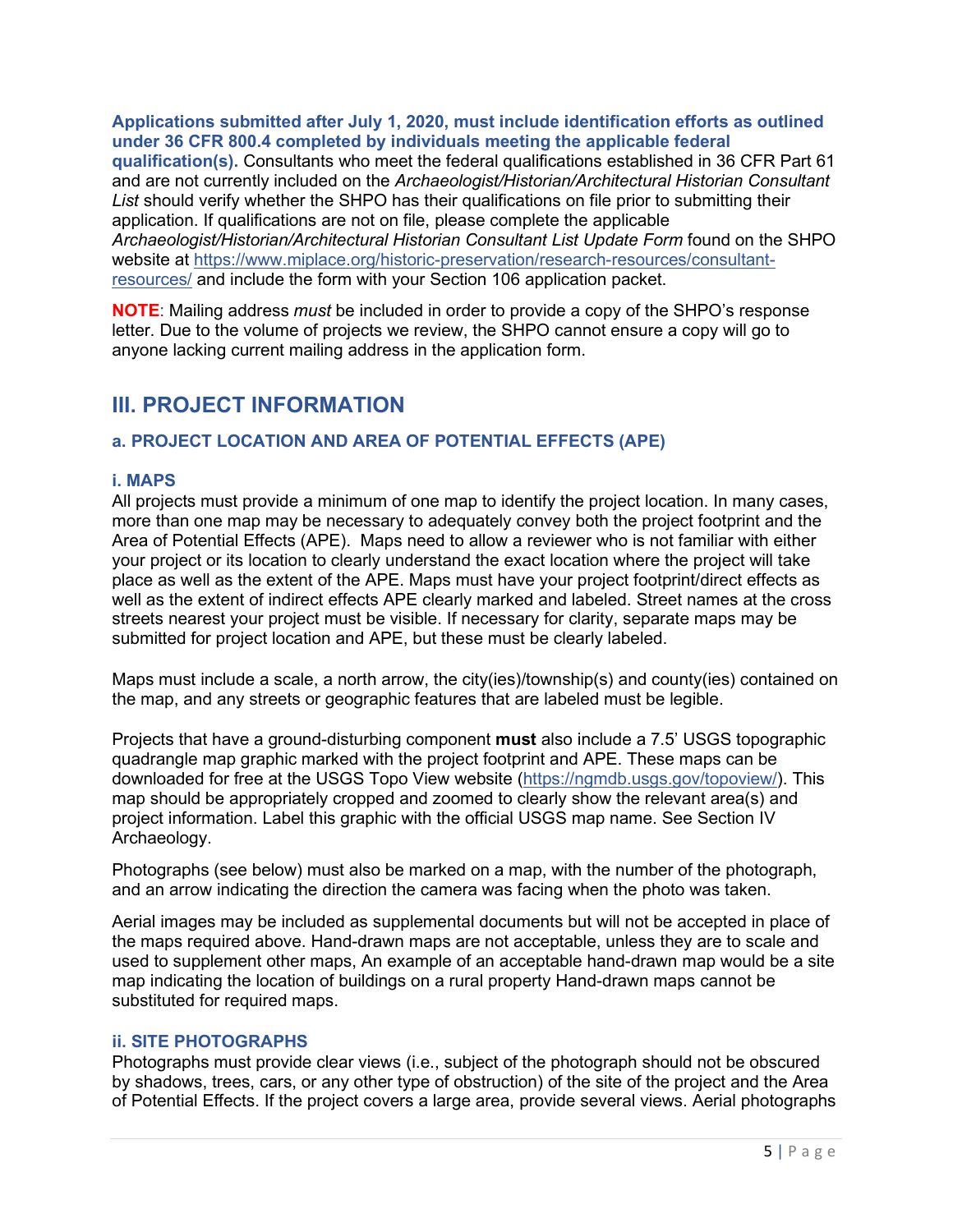**Applications submitted after July 1, 2020, must include identification efforts as outlined under 36 CFR 800.4 completed by individuals meeting the applicable federal qualification(s).** Consultants who meet the federal qualifications established in 36 CFR Part 61 and are not currently included on the *Archaeologist/Historian/Architectural Historian Consultant List* should verify whether the SHPO has their qualifications on file prior to submitting their application. If qualifications are not on file, please complete the applicable *Archaeologist/Historian/Architectural Historian Consultant List Update Form* found on the SHPO website at https://www.miplace.org/historic-preservation/research-resources/consultant-resources/ and include the form with your Section 106 application packet.

**NOTE**: Mailing address *must* be included in order to provide a copy of the SHPO's response letter. Due to the volume of projects we review, the SHPO cannot ensure a copy will go to anyone lacking current mailing address in the application form.

## III. PROJECT INFORMATION

### a. PROJECT LOCATION AND AREA OF POTENTIAL EFFECTS (APE)

#### i. MAPS

All projects must provide a minimum of one map to identify the project location. In many cases, more than one map may be necessary to adequately convey both the project footprint and the Area of Potential Effects (APE). Maps need to allow a reviewer who is not familiar with either your project or its location to clearly understand the exact location where the project will take place as well as the extent of the APE. Maps must have your project footprint/direct effects as well as the extent of indirect effects APE clearly marked and labeled. Street names at the cross streets nearest your project must be visible. If necessary for clarity, separate maps may be submitted for project location and APE, but these must be clearly labeled.

Maps must include a scale, a north arrow, the city(ies)/township(s) and county(ies) contained on the map, and any streets or geographic features that are labeled must be legible.

Projects that have a ground-disturbing component **must** also include a 7.5' USGS topographic quadrangle map graphic marked with the project footprint and APE. These maps can be downloaded for free at the USGS Topo View website (https://ngmdb.usgs.gov/topoview/). This map should be appropriately cropped and zoomed to clearly show the relevant area(s) and project information. Label this graphic with the official USGS map name. See Section IV Archaeology.

Photographs (see below) must also be marked on a map, with the number of the photograph, and an arrow indicating the direction the camera was facing when the photo was taken.

Aerial images may be included as supplemental documents but will not be accepted in place of the maps required above. Hand-drawn maps are not acceptable, unless they are to scale and used to supplement other maps, An example of an acceptable hand-drawn map would be a site map indicating the location of buildings on a rural property Hand-drawn maps cannot be substituted for required maps.

#### ii. SITE PHOTOGRAPHS

Photographs must provide clear views (i.e., subject of the photograph should not be obscured by shadows, trees, cars, or any other type of obstruction) of the site of the project and the Area of Potential Effects. If the project covers a large area, provide several views. Aerial photographs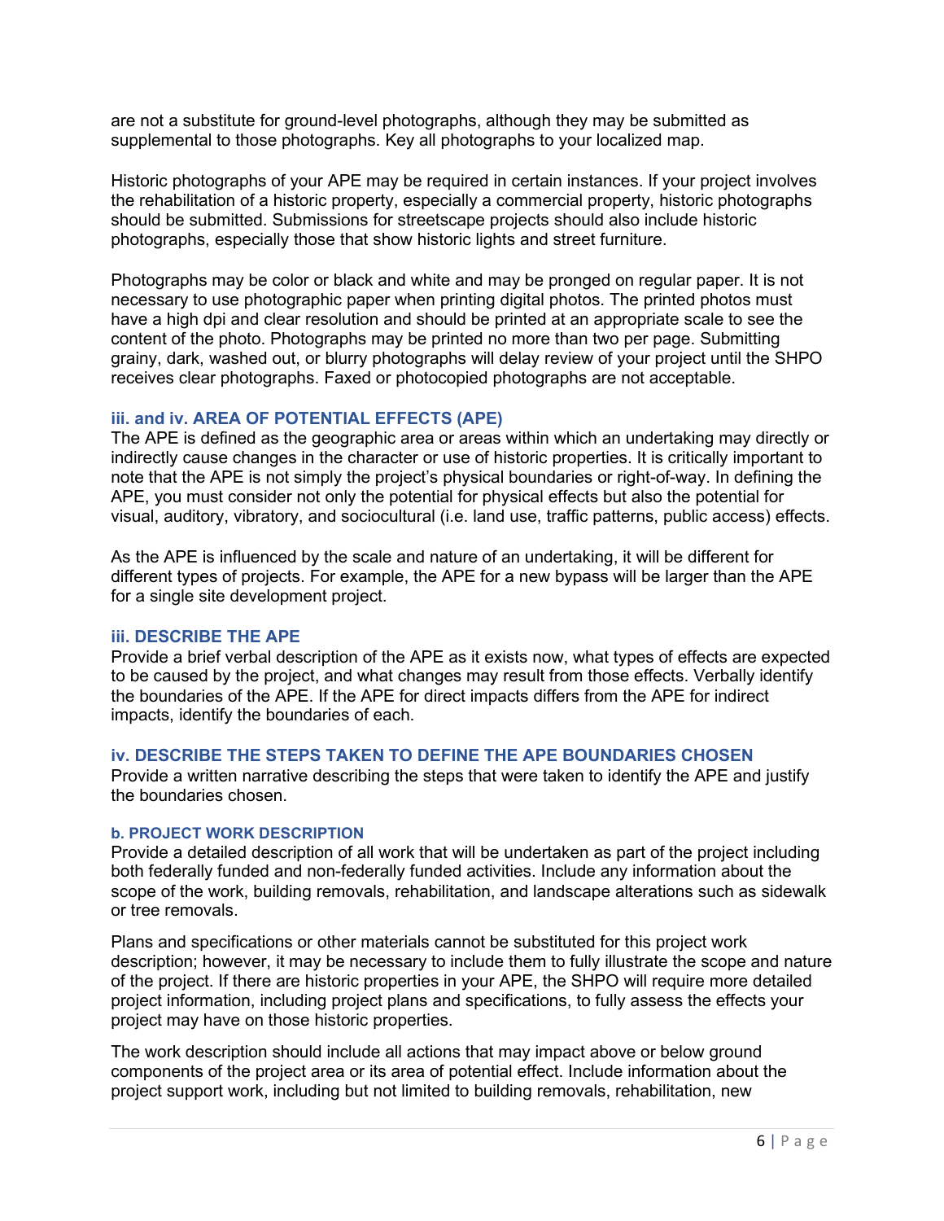are not a substitute for ground-level photographs, although they may be submitted as supplemental to those photographs. Key all photographs to your localized map.

Historic photographs of your APE may be required in certain instances. If your project involves the rehabilitation of a historic property, especially a commercial property, historic photographs should be submitted. Submissions for streetscape projects should also include historic photographs, especially those that show historic lights and street furniture.

Photographs may be color or black and white and may be pronged on regular paper. It is not necessary to use photographic paper when printing digital photos. The printed photos must have a high dpi and clear resolution and should be printed at an appropriate scale to see the content of the photo. Photographs may be printed no more than two per page. Submitting grainy, dark, washed out, or blurry photographs will delay review of your project until the SHPO receives clear photographs. Faxed or photocopied photographs are not acceptable.

### iii. and iv. AREA OF POTENTIAL EFFECTS (APE)

The APE is defined as the geographic area or areas within which an undertaking may directly or indirectly cause changes in the character or use of historic properties. It is critically important to note that the APE is not simply the project's physical boundaries or right-of-way. In defining the APE, you must consider not only the potential for physical effects but also the potential for visual, auditory, vibratory, and sociocultural (i.e. land use, traffic patterns, public access) effects.

As the APE is influenced by the scale and nature of an undertaking, it will be different for different types of projects. For example, the APE for a new bypass will be larger than the APE for a single site development project.

### iii. DESCRIBE THE APE

Provide a brief verbal description of the APE as it exists now, what types of effects are expected to be caused by the project, and what changes may result from those effects. Verbally identify the boundaries of the APE. If the APE for direct impacts differs from the APE for indirect impacts, identify the boundaries of each.

### iv. DESCRIBE THE STEPS TAKEN TO DEFINE THE APE BOUNDARIES CHOSEN

Provide a written narrative describing the steps that were taken to identify the APE and justify the boundaries chosen.

#### b. PROJECT WORK DESCRIPTION

Provide a detailed description of all work that will be undertaken as part of the project including both federally funded and non-federally funded activities. Include any information about the scope of the work, building removals, rehabilitation, and landscape alterations such as sidewalk or tree removals.

Plans and specifications or other materials cannot be substituted for this project work description; however, it may be necessary to include them to fully illustrate the scope and nature of the project. If there are historic properties in your APE, the SHPO will require more detailed project information, including project plans and specifications, to fully assess the effects your project may have on those historic properties.

The work description should include all actions that may impact above or below ground components of the project area or its area of potential effect. Include information about the project support work, including but not limited to building removals, rehabilitation, new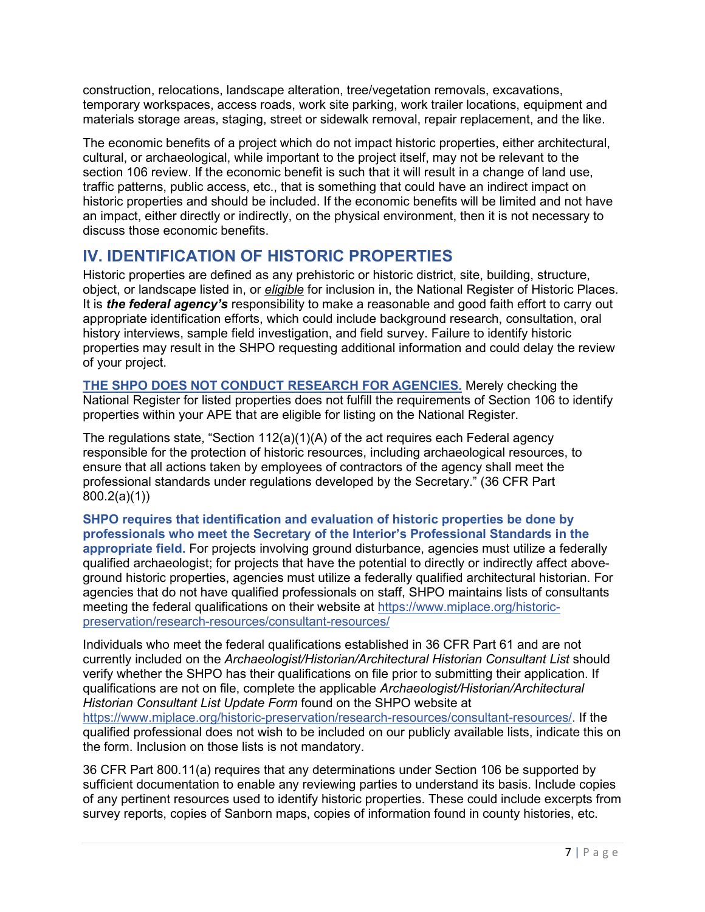construction, relocations, landscape alteration, tree/vegetation removals, excavations, temporary workspaces, access roads, work site parking, work trailer locations, equipment and materials storage areas, staging, street or sidewalk removal, repair replacement, and the like.

The economic benefits of a project which do not impact historic properties, either architectural, cultural, or archaeological, while important to the project itself, may not be relevant to the section 106 review. If the economic benefit is such that it will result in a change of land use, traffic patterns, public access, etc., that is something that could have an indirect impact on historic properties and should be included. If the economic benefits will be limited and not have an impact, either directly or indirectly, on the physical environment, then it is not necessary to discuss those economic benefits.

## IV. IDENTIFICATION OF HISTORIC PROPERTIES

Historic properties are defined as any prehistoric or historic district, site, building, structure, object, or landscape listed in, or *eligible* for inclusion in, the National Register of Historic Places. It is ***the federal agency's*** responsibility to make a reasonable and good faith effort to carry out appropriate identification efforts, which could include background research, consultation, oral history interviews, sample field investigation, and field survey. Failure to identify historic properties may result in the SHPO requesting additional information and could delay the review of your project.

**THE SHPO DOES NOT CONDUCT RESEARCH FOR AGENCIES.** Merely checking the National Register for listed properties does not fulfill the requirements of Section 106 to identify properties within your APE that are eligible for listing on the National Register.

The regulations state, "Section 112(a)(1)(A) of the act requires each Federal agency responsible for the protection of historic resources, including archaeological resources, to ensure that all actions taken by employees of contractors of the agency shall meet the professional standards under regulations developed by the Secretary." (36 CFR Part 800.2(a)(1))

**SHPO requires that identification and evaluation of historic properties be done by professionals who meet the Secretary of the Interior's Professional Standards in the appropriate field.** For projects involving ground disturbance, agencies must utilize a federally qualified archaeologist; for projects that have the potential to directly or indirectly affect above-ground historic properties, agencies must utilize a federally qualified architectural historian. For agencies that do not have qualified professionals on staff, SHPO maintains lists of consultants meeting the federal qualifications on their website at https://www.miplace.org/historic-preservation/research-resources/consultant-resources/

Individuals who meet the federal qualifications established in 36 CFR Part 61 and are not currently included on the *Archaeologist/Historian/Architectural Historian Consultant List* should verify whether the SHPO has their qualifications on file prior to submitting their application. If qualifications are not on file, complete the applicable *Archaeologist/Historian/Architectural Historian Consultant List Update Form* found on the SHPO website at https://www.miplace.org/historic-preservation/research-resources/consultant-resources/. If the qualified professional does not wish to be included on our publicly available lists, indicate this on the form. Inclusion on those lists is not mandatory.

36 CFR Part 800.11(a) requires that any determinations under Section 106 be supported by sufficient documentation to enable any reviewing parties to understand its basis. Include copies of any pertinent resources used to identify historic properties. These could include excerpts from survey reports, copies of Sanborn maps, copies of information found in county histories, etc.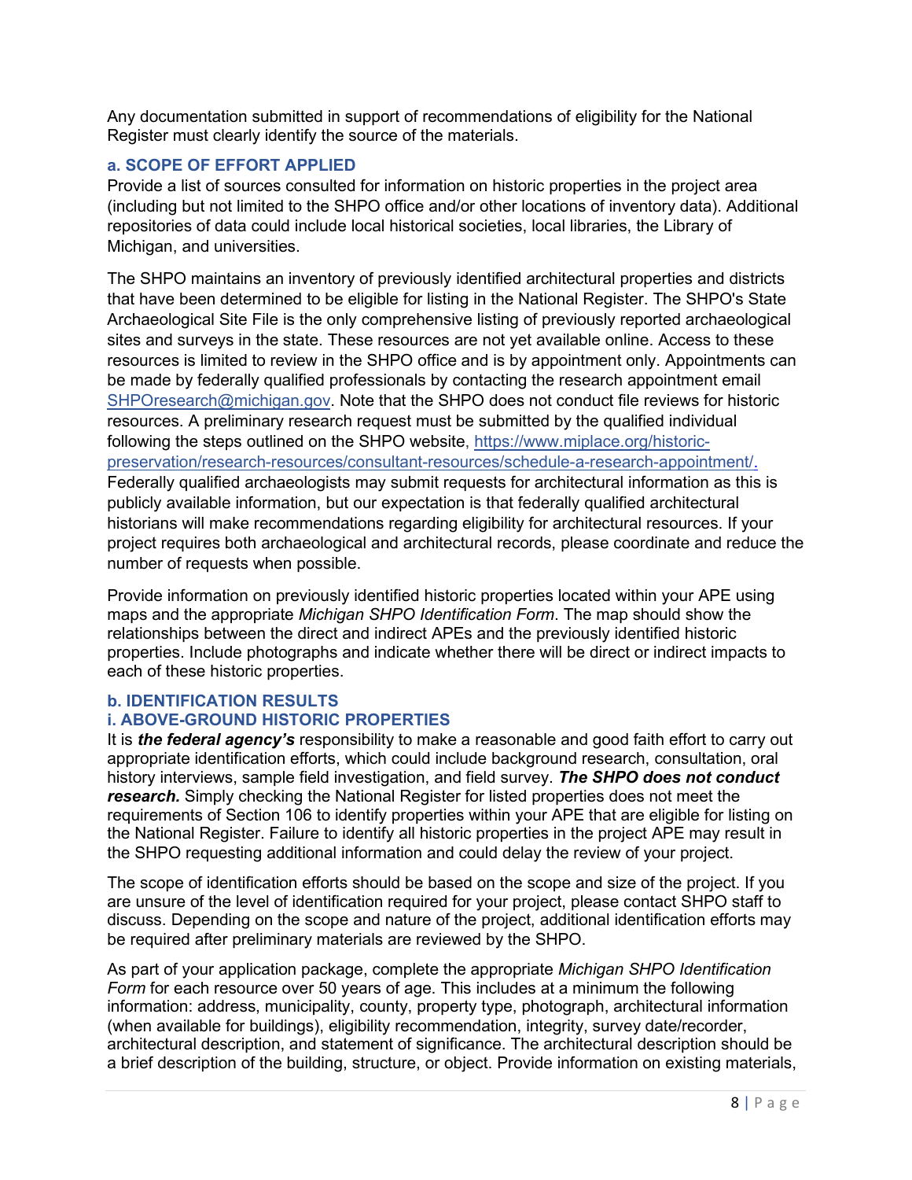Any documentation submitted in support of recommendations of eligibility for the National Register must clearly identify the source of the materials.

### a. SCOPE OF EFFORT APPLIED

Provide a list of sources consulted for information on historic properties in the project area (including but not limited to the SHPO office and/or other locations of inventory data). Additional repositories of data could include local historical societies, local libraries, the Library of Michigan, and universities.

The SHPO maintains an inventory of previously identified architectural properties and districts that have been determined to be eligible for listing in the National Register. The SHPO's State Archaeological Site File is the only comprehensive listing of previously reported archaeological sites and surveys in the state. These resources are not yet available online. Access to these resources is limited to review in the SHPO office and is by appointment only. Appointments can be made by federally qualified professionals by contacting the research appointment email SHPOresearch@michigan.gov. Note that the SHPO does not conduct file reviews for historic resources. A preliminary research request must be submitted by the qualified individual following the steps outlined on the SHPO website, https://www.miplace.org/historic-preservation/research-resources/consultant-resources/schedule-a-research-appointment/. Federally qualified archaeologists may submit requests for architectural information as this is publicly available information, but our expectation is that federally qualified architectural historians will make recommendations regarding eligibility for architectural resources. If your project requires both archaeological and architectural records, please coordinate and reduce the number of requests when possible.

Provide information on previously identified historic properties located within your APE using maps and the appropriate *Michigan SHPO Identification Form*. The map should show the relationships between the direct and indirect APEs and the previously identified historic properties. Include photographs and indicate whether there will be direct or indirect impacts to each of these historic properties.

### b. IDENTIFICATION RESULTS

#### i. ABOVE-GROUND HISTORIC PROPERTIES

It is ***the federal agency's*** responsibility to make a reasonable and good faith effort to carry out appropriate identification efforts, which could include background research, consultation, oral history interviews, sample field investigation, and field survey. ***The SHPO does not conduct research.*** Simply checking the National Register for listed properties does not meet the requirements of Section 106 to identify properties within your APE that are eligible for listing on the National Register. Failure to identify all historic properties in the project APE may result in the SHPO requesting additional information and could delay the review of your project.

The scope of identification efforts should be based on the scope and size of the project. If you are unsure of the level of identification required for your project, please contact SHPO staff to discuss. Depending on the scope and nature of the project, additional identification efforts may be required after preliminary materials are reviewed by the SHPO.

As part of your application package, complete the appropriate *Michigan SHPO Identification Form* for each resource over 50 years of age. This includes at a minimum the following information: address, municipality, county, property type, photograph, architectural information (when available for buildings), eligibility recommendation, integrity, survey date/recorder, architectural description, and statement of significance. The architectural description should be a brief description of the building, structure, or object. Provide information on existing materials,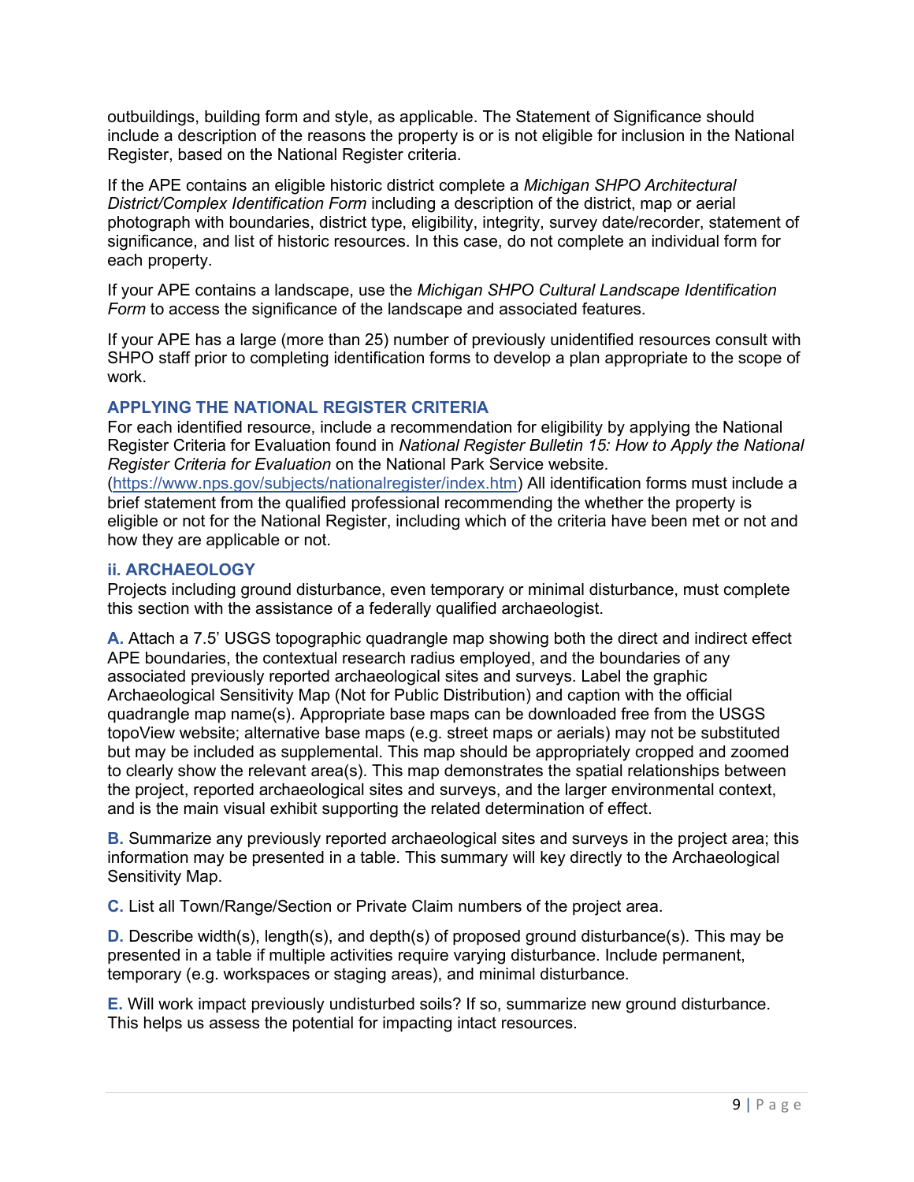outbuildings, building form and style, as applicable. The Statement of Significance should include a description of the reasons the property is or is not eligible for inclusion in the National Register, based on the National Register criteria.

If the APE contains an eligible historic district complete a *Michigan SHPO Architectural District/Complex Identification Form* including a description of the district, map or aerial photograph with boundaries, district type, eligibility, integrity, survey date/recorder, statement of significance, and list of historic resources. In this case, do not complete an individual form for each property.

If your APE contains a landscape, use the *Michigan SHPO Cultural Landscape Identification Form* to access the significance of the landscape and associated features.

If your APE has a large (more than 25) number of previously unidentified resources consult with SHPO staff prior to completing identification forms to develop a plan appropriate to the scope of work.

### APPLYING THE NATIONAL REGISTER CRITERIA

For each identified resource, include a recommendation for eligibility by applying the National Register Criteria for Evaluation found in *National Register Bulletin 15: How to Apply the National Register Criteria for Evaluation* on the National Park Service website. (https://www.nps.gov/subjects/nationalregister/index.htm) All identification forms must include a brief statement from the qualified professional recommending the whether the property is eligible or not for the National Register, including which of the criteria have been met or not and how they are applicable or not.

### ii. ARCHAEOLOGY

Projects including ground disturbance, even temporary or minimal disturbance, must complete this section with the assistance of a federally qualified archaeologist.

**A.** Attach a 7.5' USGS topographic quadrangle map showing both the direct and indirect effect APE boundaries, the contextual research radius employed, and the boundaries of any associated previously reported archaeological sites and surveys. Label the graphic Archaeological Sensitivity Map (Not for Public Distribution) and caption with the official quadrangle map name(s). Appropriate base maps can be downloaded free from the USGS topoView website; alternative base maps (e.g. street maps or aerials) may not be substituted but may be included as supplemental. This map should be appropriately cropped and zoomed to clearly show the relevant area(s). This map demonstrates the spatial relationships between the project, reported archaeological sites and surveys, and the larger environmental context, and is the main visual exhibit supporting the related determination of effect.

**B.** Summarize any previously reported archaeological sites and surveys in the project area; this information may be presented in a table. This summary will key directly to the Archaeological Sensitivity Map.

**C.** List all Town/Range/Section or Private Claim numbers of the project area.

**D.** Describe width(s), length(s), and depth(s) of proposed ground disturbance(s). This may be presented in a table if multiple activities require varying disturbance. Include permanent, temporary (e.g. workspaces or staging areas), and minimal disturbance.

**E.** Will work impact previously undisturbed soils? If so, summarize new ground disturbance. This helps us assess the potential for impacting intact resources.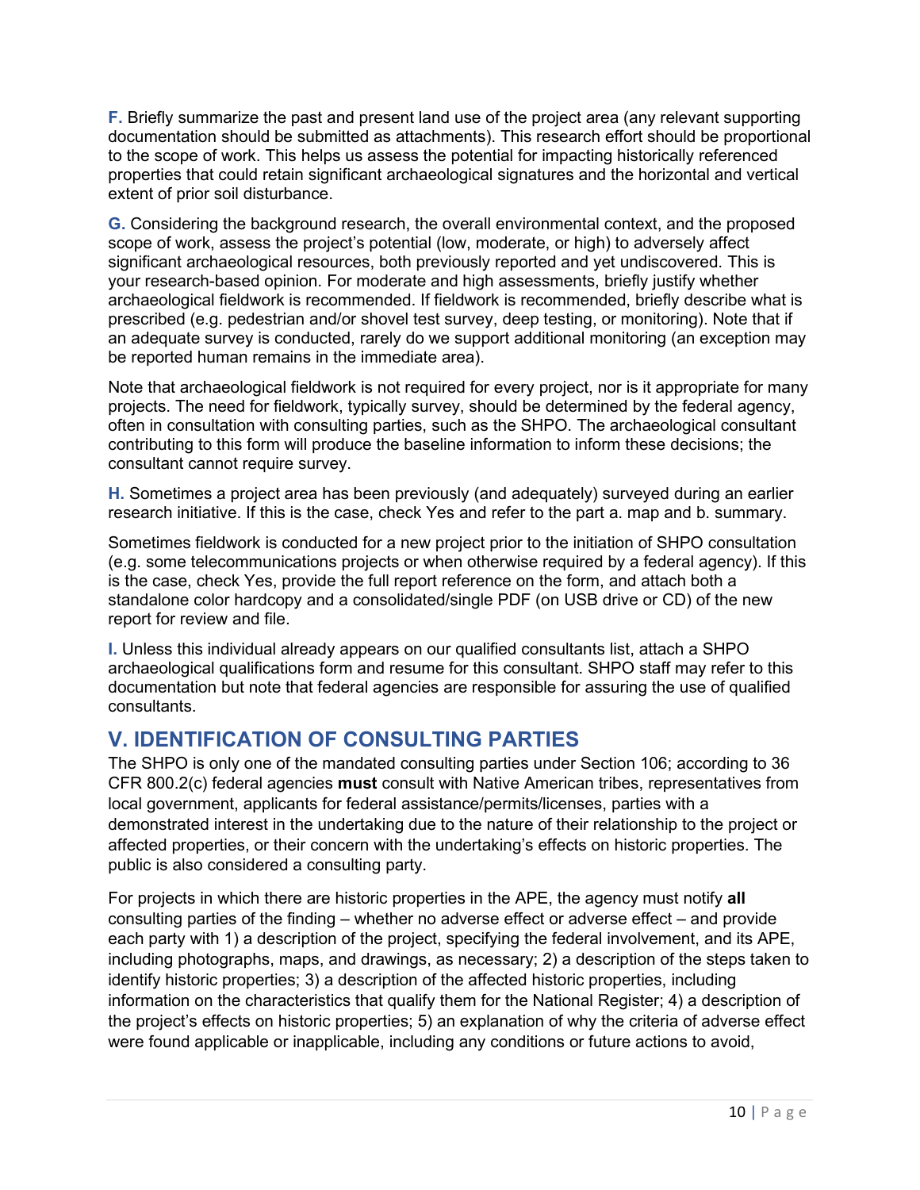**F.** Briefly summarize the past and present land use of the project area (any relevant supporting documentation should be submitted as attachments). This research effort should be proportional to the scope of work. This helps us assess the potential for impacting historically referenced properties that could retain significant archaeological signatures and the horizontal and vertical extent of prior soil disturbance.

**G.** Considering the background research, the overall environmental context, and the proposed scope of work, assess the project's potential (low, moderate, or high) to adversely affect significant archaeological resources, both previously reported and yet undiscovered. This is your research-based opinion. For moderate and high assessments, briefly justify whether archaeological fieldwork is recommended. If fieldwork is recommended, briefly describe what is prescribed (e.g. pedestrian and/or shovel test survey, deep testing, or monitoring). Note that if an adequate survey is conducted, rarely do we support additional monitoring (an exception may be reported human remains in the immediate area).

Note that archaeological fieldwork is not required for every project, nor is it appropriate for many projects. The need for fieldwork, typically survey, should be determined by the federal agency, often in consultation with consulting parties, such as the SHPO. The archaeological consultant contributing to this form will produce the baseline information to inform these decisions; the consultant cannot require survey.

**H.** Sometimes a project area has been previously (and adequately) surveyed during an earlier research initiative. If this is the case, check Yes and refer to the part a. map and b. summary.

Sometimes fieldwork is conducted for a new project prior to the initiation of SHPO consultation (e.g. some telecommunications projects or when otherwise required by a federal agency). If this is the case, check Yes, provide the full report reference on the form, and attach both a standalone color hardcopy and a consolidated/single PDF (on USB drive or CD) of the new report for review and file.

**I.** Unless this individual already appears on our qualified consultants list, attach a SHPO archaeological qualifications form and resume for this consultant. SHPO staff may refer to this documentation but note that federal agencies are responsible for assuring the use of qualified consultants.

## V. IDENTIFICATION OF CONSULTING PARTIES

The SHPO is only one of the mandated consulting parties under Section 106; according to 36 CFR 800.2(c) federal agencies **must** consult with Native American tribes, representatives from local government, applicants for federal assistance/permits/licenses, parties with a demonstrated interest in the undertaking due to the nature of their relationship to the project or affected properties, or their concern with the undertaking's effects on historic properties. The public is also considered a consulting party.

For projects in which there are historic properties in the APE, the agency must notify **all** consulting parties of the finding – whether no adverse effect or adverse effect – and provide each party with 1) a description of the project, specifying the federal involvement, and its APE, including photographs, maps, and drawings, as necessary; 2) a description of the steps taken to identify historic properties; 3) a description of the affected historic properties, including information on the characteristics that qualify them for the National Register; 4) a description of the project's effects on historic properties; 5) an explanation of why the criteria of adverse effect were found applicable or inapplicable, including any conditions or future actions to avoid,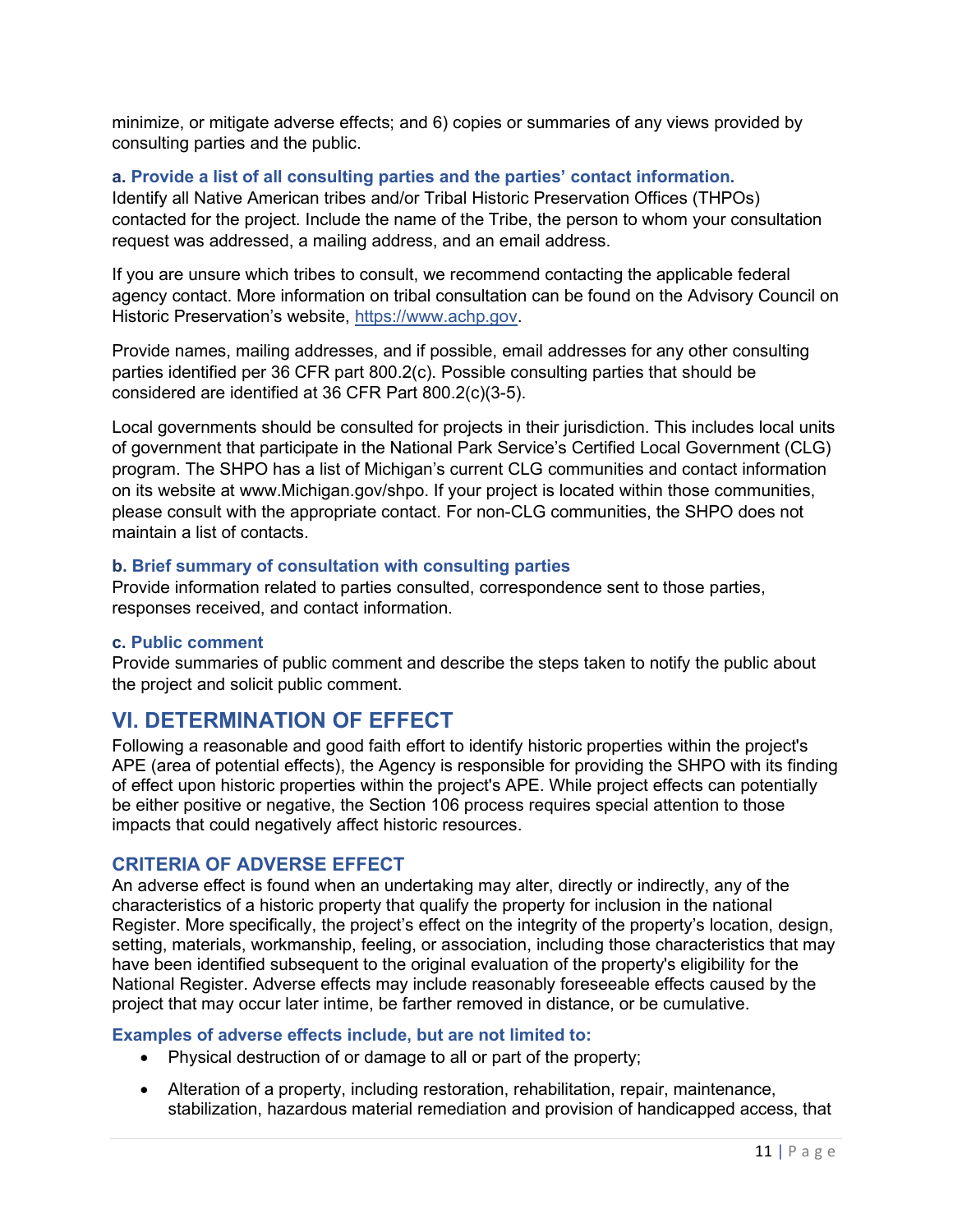minimize, or mitigate adverse effects; and 6) copies or summaries of any views provided by consulting parties and the public.

### a. Provide a list of all consulting parties and the parties' contact information.

Identify all Native American tribes and/or Tribal Historic Preservation Offices (THPOs) contacted for the project. Include the name of the Tribe, the person to whom your consultation request was addressed, a mailing address, and an email address.

If you are unsure which tribes to consult, we recommend contacting the applicable federal agency contact. More information on tribal consultation can be found on the Advisory Council on Historic Preservation's website, [https://www.achp.gov](https://www.achp.gov).

Provide names, mailing addresses, and if possible, email addresses for any other consulting parties identified per 36 CFR part 800.2(c). Possible consulting parties that should be considered are identified at 36 CFR Part 800.2(c)(3-5).

Local governments should be consulted for projects in their jurisdiction. This includes local units of government that participate in the National Park Service's Certified Local Government (CLG) program. The SHPO has a list of Michigan's current CLG communities and contact information on its website at www.Michigan.gov/shpo. If your project is located within those communities, please consult with the appropriate contact. For non-CLG communities, the SHPO does not maintain a list of contacts.

### b. Brief summary of consultation with consulting parties

Provide information related to parties consulted, correspondence sent to those parties, responses received, and contact information.

### c. Public comment

Provide summaries of public comment and describe the steps taken to notify the public about the project and solicit public comment.

## VI. DETERMINATION OF EFFECT

Following a reasonable and good faith effort to identify historic properties within the project's APE (area of potential effects), the Agency is responsible for providing the SHPO with its finding of effect upon historic properties within the project's APE. While project effects can potentially be either positive or negative, the Section 106 process requires special attention to those impacts that could negatively affect historic resources.

### CRITERIA OF ADVERSE EFFECT

An adverse effect is found when an undertaking may alter, directly or indirectly, any of the characteristics of a historic property that qualify the property for inclusion in the national Register. More specifically, the project's effect on the integrity of the property's location, design, setting, materials, workmanship, feeling, or association, including those characteristics that may have been identified subsequent to the original evaluation of the property's eligibility for the National Register. Adverse effects may include reasonably foreseeable effects caused by the project that may occur later intime, be farther removed in distance, or be cumulative.

#### Examples of adverse effects include, but are not limited to:

- Physical destruction of or damage to all or part of the property;
- Alteration of a property, including restoration, rehabilitation, repair, maintenance, stabilization, hazardous material remediation and provision of handicapped access, that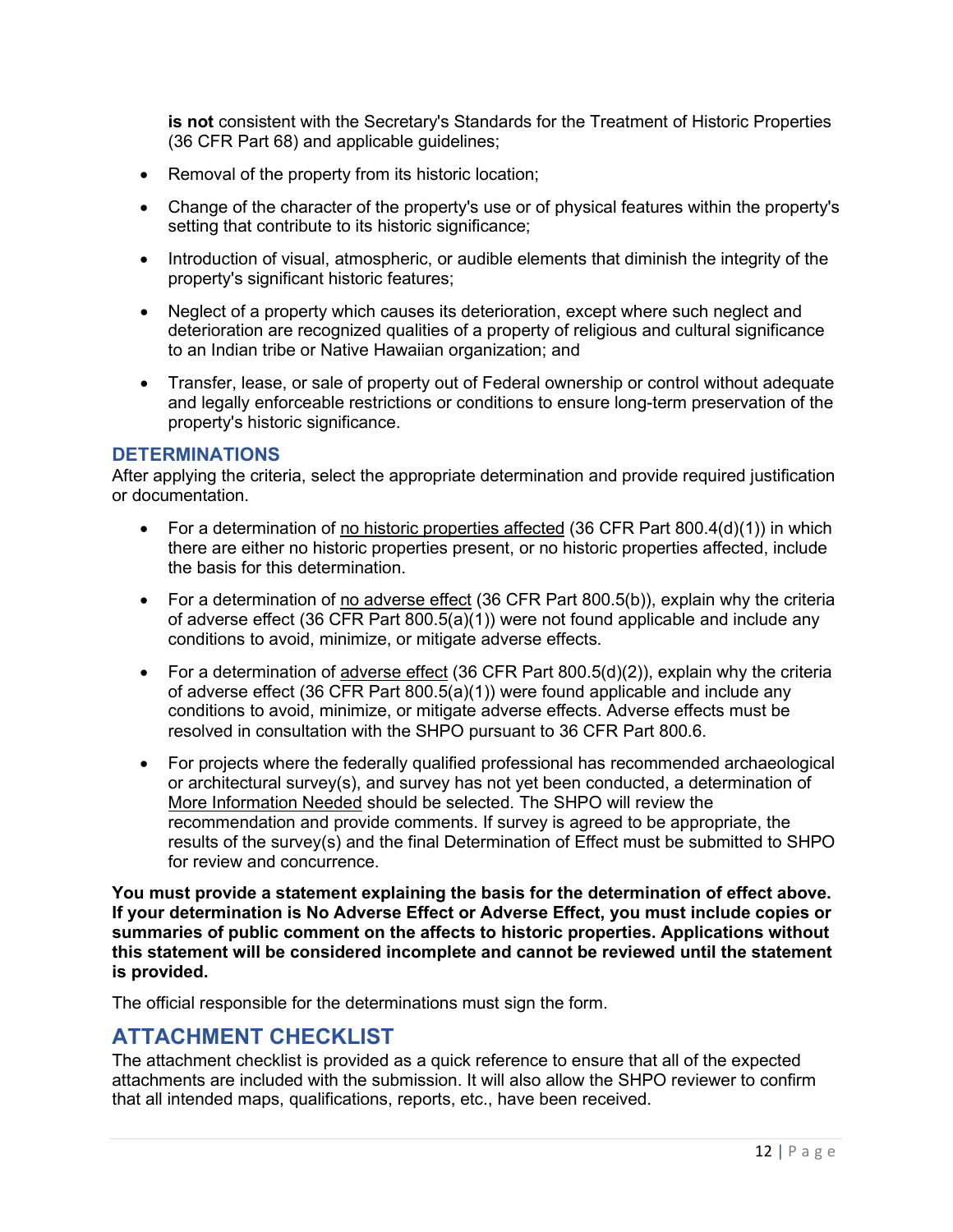**is not** consistent with the Secretary's Standards for the Treatment of Historic Properties (36 CFR Part 68) and applicable guidelines;

- Removal of the property from its historic location;
- Change of the character of the property's use or of physical features within the property's setting that contribute to its historic significance;
- Introduction of visual, atmospheric, or audible elements that diminish the integrity of the property's significant historic features;
- Neglect of a property which causes its deterioration, except where such neglect and deterioration are recognized qualities of a property of religious and cultural significance to an Indian tribe or Native Hawaiian organization; and
- Transfer, lease, or sale of property out of Federal ownership or control without adequate and legally enforceable restrictions or conditions to ensure long-term preservation of the property's historic significance.

### DETERMINATIONS

After applying the criteria, select the appropriate determination and provide required justification or documentation.

- For a determination of no historic properties affected (36 CFR Part 800.4(d)(1)) in which there are either no historic properties present, or no historic properties affected, include the basis for this determination.
- For a determination of no adverse effect (36 CFR Part 800.5(b)), explain why the criteria of adverse effect (36 CFR Part 800.5(a)(1)) were not found applicable and include any conditions to avoid, minimize, or mitigate adverse effects.
- For a determination of adverse effect (36 CFR Part 800.5(d)(2)), explain why the criteria of adverse effect (36 CFR Part 800.5(a)(1)) were found applicable and include any conditions to avoid, minimize, or mitigate adverse effects. Adverse effects must be resolved in consultation with the SHPO pursuant to 36 CFR Part 800.6.
- For projects where the federally qualified professional has recommended archaeological or architectural survey(s), and survey has not yet been conducted, a determination of More Information Needed should be selected. The SHPO will review the recommendation and provide comments. If survey is agreed to be appropriate, the results of the survey(s) and the final Determination of Effect must be submitted to SHPO for review and concurrence.

**You must provide a statement explaining the basis for the determination of effect above. If your determination is No Adverse Effect or Adverse Effect, you must include copies or summaries of public comment on the affects to historic properties. Applications without this statement will be considered incomplete and cannot be reviewed until the statement is provided.**

The official responsible for the determinations must sign the form.

## ATTACHMENT CHECKLIST

The attachment checklist is provided as a quick reference to ensure that all of the expected attachments are included with the submission. It will also allow the SHPO reviewer to confirm that all intended maps, qualifications, reports, etc., have been received.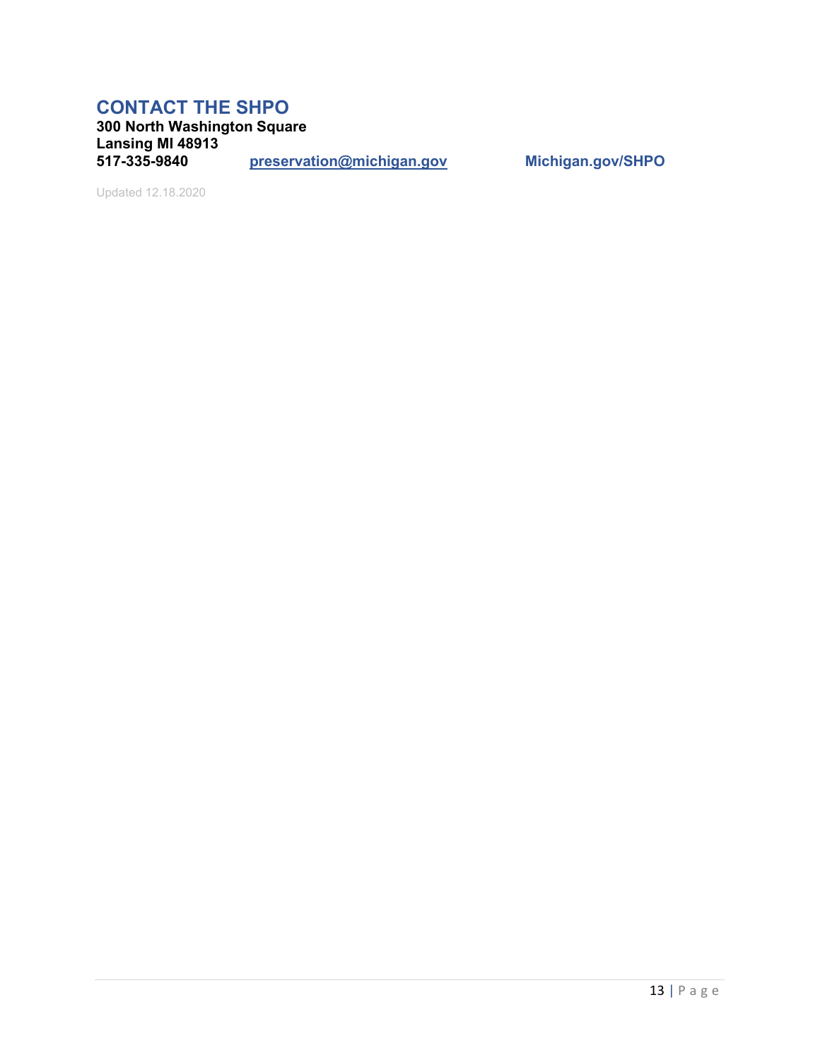## CONTACT THE SHPO

**300 North Washington Square**
**Lansing MI 48913**
**517-335-9840** **preservation@michigan.gov** **Michigan.gov/SHPO**

Updated 12.18.2020